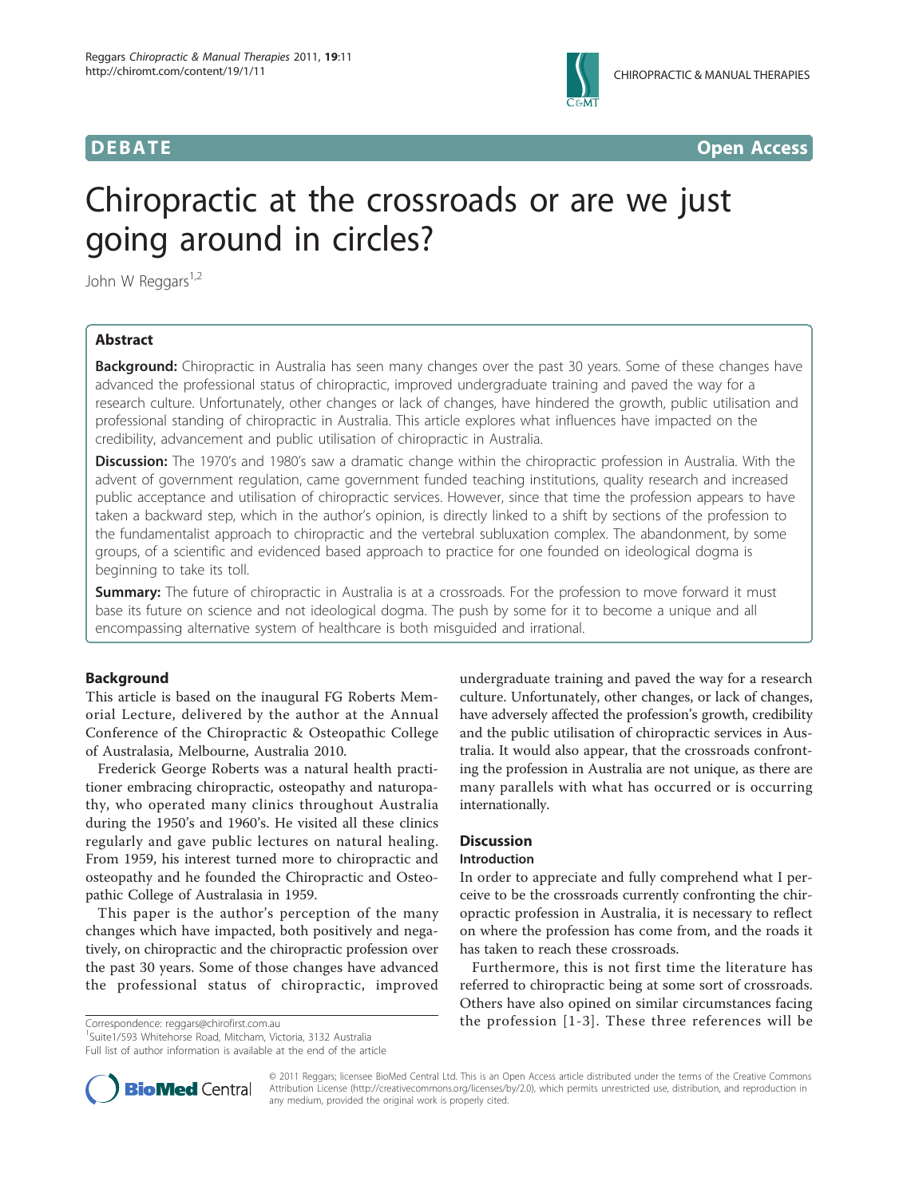**DEBATE** **Open Access**

# Chiropractic at the crossroads or are we just going around in circles?

John W Reggars[1,2]

## Abstract

**Background:** Chiropractic in Australia has seen many changes over the past 30 years. Some of these changes have advanced the professional status of chiropractic, improved undergraduate training and paved the way for a research culture. Unfortunately, other changes or lack of changes, have hindered the growth, public utilisation and professional standing of chiropractic in Australia. This article explores what influences have impacted on the credibility, advancement and public utilisation of chiropractic in Australia.

**Discussion:** The 1970's and 1980's saw a dramatic change within the chiropractic profession in Australia. With the advent of government regulation, came government funded teaching institutions, quality research and increased public acceptance and utilisation of chiropractic services. However, since that time the profession appears to have taken a backward step, which in the author's opinion, is directly linked to a shift by sections of the profession to the fundamentalist approach to chiropractic and the vertebral subluxation complex. The abandonment, by some groups, of a scientific and evidenced based approach to practice for one founded on ideological dogma is beginning to take its toll.

**Summary:** The future of chiropractic in Australia is at a crossroads. For the profession to move forward it must base its future on science and not ideological dogma. The push by some for it to become a unique and all encompassing alternative system of healthcare is both misguided and irrational.

## Background

This article is based on the inaugural FG Roberts Memorial Lecture, delivered by the author at the Annual Conference of the Chiropractic & Osteopathic College of Australasia, Melbourne, Australia 2010.

Frederick George Roberts was a natural health practitioner embracing chiropractic, osteopathy and naturopathy, who operated many clinics throughout Australia during the 1950's and 1960's. He visited all these clinics regularly and gave public lectures on natural healing. From 1959, his interest turned more to chiropractic and osteopathy and he founded the Chiropractic and Osteopathic College of Australasia in 1959.

This paper is the author's perception of the many changes which have impacted, both positively and negatively, on chiropractic and the chiropractic profession over the past 30 years. Some of those changes have advanced the professional status of chiropractic, improved undergraduate training and paved the way for a research culture. Unfortunately, other changes, or lack of changes, have adversely affected the profession's growth, credibility and the public utilisation of chiropractic services in Australia. It would also appear, that the crossroads confronting the profession in Australia are not unique, as there are many parallels with what has occurred or is occurring internationally.

## Discussion

### Introduction

In order to appreciate and fully comprehend what I perceive to be the crossroads currently confronting the chiropractic profession in Australia, it is necessary to reflect on where the profession has come from, and the roads it has taken to reach these crossroads.

Furthermore, this is not first time the literature has referred to chiropractic being at some sort of crossroads. Others have also opined on similar circumstances facing the profession [1-3]. These three references will be

Correspondence: reggars@chirofirst.com.au
[1]Suite1/593 Whitehorse Road, Mitcham, Victoria, 3132 Australia
Full list of author information is available at the end of the article

© 2011 Reggars; licensee BioMed Central Ltd. This is an Open Access article distributed under the terms of the Creative Commons Attribution License (http://creativecommons.org/licenses/by/2.0), which permits unrestricted use, distribution, and reproduction in any medium, provided the original work is properly cited.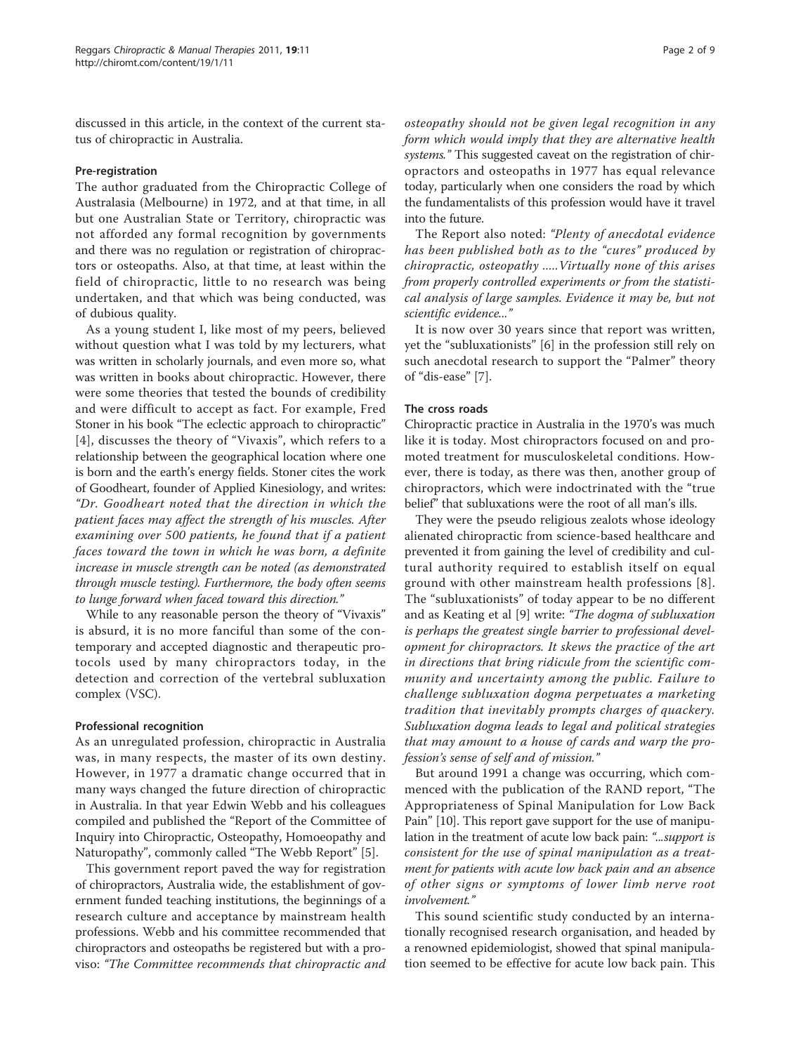discussed in this article, in the context of the current status of chiropractic in Australia.

### Pre-registration

The author graduated from the Chiropractic College of Australasia (Melbourne) in 1972, and at that time, in all but one Australian State or Territory, chiropractic was not afforded any formal recognition by governments and there was no regulation or registration of chiropractors or osteopaths. Also, at that time, at least within the field of chiropractic, little to no research was being undertaken, and that which was being conducted, was of dubious quality.

As a young student I, like most of my peers, believed without question what I was told by my lecturers, what was written in scholarly journals, and even more so, what was written in books about chiropractic. However, there were some theories that tested the bounds of credibility and were difficult to accept as fact. For example, Fred Stoner in his book "The eclectic approach to chiropractic" [4], discusses the theory of "Vivaxis", which refers to a relationship between the geographical location where one is born and the earth's energy fields. Stoner cites the work of Goodheart, founder of Applied Kinesiology, and writes: *"Dr. Goodheart noted that the direction in which the patient faces may affect the strength of his muscles. After examining over 500 patients, he found that if a patient faces toward the town in which he was born, a definite increase in muscle strength can be noted (as demonstrated through muscle testing). Furthermore, the body often seems to lunge forward when faced toward this direction."*

While to any reasonable person the theory of "Vivaxis" is absurd, it is no more fanciful than some of the contemporary and accepted diagnostic and therapeutic protocols used by many chiropractors today, in the detection and correction of the vertebral subluxation complex (VSC).

### Professional recognition

As an unregulated profession, chiropractic in Australia was, in many respects, the master of its own destiny. However, in 1977 a dramatic change occurred that in many ways changed the future direction of chiropractic in Australia. In that year Edwin Webb and his colleagues compiled and published the "Report of the Committee of Inquiry into Chiropractic, Osteopathy, Homoeopathy and Naturopathy", commonly called "The Webb Report" [5].

This government report paved the way for registration of chiropractors, Australia wide, the establishment of government funded teaching institutions, the beginnings of a research culture and acceptance by mainstream health professions. Webb and his committee recommended that chiropractors and osteopaths be registered but with a proviso: *"The Committee recommends that chiropractic and osteopathy should not be given legal recognition in any form which would imply that they are alternative health systems."* This suggested caveat on the registration of chiropractors and osteopaths in 1977 has equal relevance today, particularly when one considers the road by which the fundamentalists of this profession would have it travel into the future.

The Report also noted: *"Plenty of anecdotal evidence has been published both as to the "cures" produced by chiropractic, osteopathy .....Virtually none of this arises from properly controlled experiments or from the statistical analysis of large samples. Evidence it may be, but not scientific evidence..."*

It is now over 30 years since that report was written, yet the "subluxationists" [6] in the profession still rely on such anecdotal research to support the "Palmer" theory of "dis-ease" [7].

### The cross roads

Chiropractic practice in Australia in the 1970's was much like it is today. Most chiropractors focused on and promoted treatment for musculoskeletal conditions. However, there is today, as there was then, another group of chiropractors, which were indoctrinated with the "true belief" that subluxations were the root of all man's ills.

They were the pseudo religious zealots whose ideology alienated chiropractic from science-based healthcare and prevented it from gaining the level of credibility and cultural authority required to establish itself on equal ground with other mainstream health professions [8]. The "subluxationists" of today appear to be no different and as Keating et al [9] write: *"The dogma of subluxation is perhaps the greatest single barrier to professional development for chiropractors. It skews the practice of the art in directions that bring ridicule from the scientific community and uncertainty among the public. Failure to challenge subluxation dogma perpetuates a marketing tradition that inevitably prompts charges of quackery. Subluxation dogma leads to legal and political strategies that may amount to a house of cards and warp the profession's sense of self and of mission."*

But around 1991 a change was occurring, which commenced with the publication of the RAND report, "The Appropriateness of Spinal Manipulation for Low Back Pain" [10]. This report gave support for the use of manipulation in the treatment of acute low back pain: *"...support is consistent for the use of spinal manipulation as a treatment for patients with acute low back pain and an absence of other signs or symptoms of lower limb nerve root involvement."*

This sound scientific study conducted by an internationally recognised research organisation, and headed by a renowned epidemiologist, showed that spinal manipulation seemed to be effective for acute low back pain. This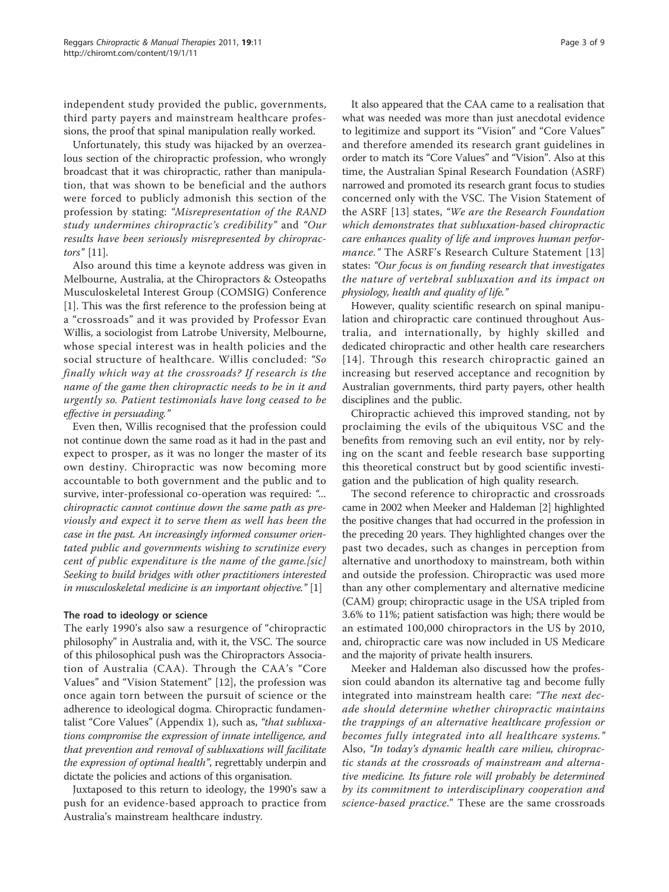independent study provided the public, governments, third party payers and mainstream healthcare professions, the proof that spinal manipulation really worked.

Unfortunately, this study was hijacked by an overzealous section of the chiropractic profession, who wrongly broadcast that it was chiropractic, rather than manipulation, that was shown to be beneficial and the authors were forced to publicly admonish this section of the profession by stating: *"Misrepresentation of the RAND study undermines chiropractic's credibility"* and *"Our results have been seriously misrepresented by chiropractors"* [11].

Also around this time a keynote address was given in Melbourne, Australia, at the Chiropractors & Osteopaths Musculoskeletal Interest Group (COMSIG) Conference [1]. This was the first reference to the profession being at a "crossroads" and it was provided by Professor Evan Willis, a sociologist from Latrobe University, Melbourne, whose special interest was in health policies and the social structure of healthcare. Willis concluded: *"So finally which way at the crossroads? If research is the name of the game then chiropractic needs to be in it and urgently so. Patient testimonials have long ceased to be effective in persuading."*

Even then, Willis recognised that the profession could not continue down the same road as it had in the past and expect to prosper, as it was no longer the master of its own destiny. Chiropractic was now becoming more accountable to both government and the public and to survive, inter-professional co-operation was required: *"... chiropractic cannot continue down the same path as previously and expect it to serve them as well has been the case in the past. An increasingly informed consumer orientated public and governments wishing to scrutinize every cent of public expenditure is the name of the game.[sic] Seeking to build bridges with other practitioners interested in musculoskeletal medicine is an important objective."* [1]

### The road to ideology or science

The early 1990's also saw a resurgence of "chiropractic philosophy" in Australia and, with it, the VSC. The source of this philosophical push was the Chiropractors Association of Australia (CAA). Through the CAA's "Core Values" and "Vision Statement" [12], the profession was once again torn between the pursuit of science or the adherence to ideological dogma. Chiropractic fundamentalist "Core Values" (Appendix 1), such as, *"that subluxations compromise the expression of innate intelligence, and that prevention and removal of subluxations will facilitate the expression of optimal health"*, regrettably underpin and dictate the policies and actions of this organisation.

Juxtaposed to this return to ideology, the 1990's saw a push for an evidence-based approach to practice from Australia's mainstream healthcare industry.

It also appeared that the CAA came to a realisation that what was needed was more than just anecdotal evidence to legitimize and support its "Vision" and "Core Values" and therefore amended its research grant guidelines in order to match its "Core Values" and "Vision". Also at this time, the Australian Spinal Research Foundation (ASRF) narrowed and promoted its research grant focus to studies concerned only with the VSC. The Vision Statement of the ASRF [13] states, *"We are the Research Foundation which demonstrates that subluxation-based chiropractic care enhances quality of life and improves human performance."* The ASRF's Research Culture Statement [13] states: *"Our focus is on funding research that investigates the nature of vertebral subluxation and its impact on physiology, health and quality of life."*

However, quality scientific research on spinal manipulation and chiropractic care continued throughout Australia, and internationally, by highly skilled and dedicated chiropractic and other health care researchers [14]. Through this research chiropractic gained an increasing but reserved acceptance and recognition by Australian governments, third party payers, other health disciplines and the public.

Chiropractic achieved this improved standing, not by proclaiming the evils of the ubiquitous VSC and the benefits from removing such an evil entity, nor by relying on the scant and feeble research base supporting this theoretical construct but by good scientific investigation and the publication of high quality research.

The second reference to chiropractic and crossroads came in 2002 when Meeker and Haldeman [2] highlighted the positive changes that had occurred in the profession in the preceding 20 years. They highlighted changes over the past two decades, such as changes in perception from alternative and unorthodoxy to mainstream, both within and outside the profession. Chiropractic was used more than any other complementary and alternative medicine (CAM) group; chiropractic usage in the USA tripled from 3.6% to 11%; patient satisfaction was high; there would be an estimated 100,000 chiropractors in the US by 2010, and, chiropractic care was now included in US Medicare and the majority of private health insurers.

Meeker and Haldeman also discussed how the profession could abandon its alternative tag and become fully integrated into mainstream health care: *"The next decade should determine whether chiropractic maintains the trappings of an alternative healthcare profession or becomes fully integrated into all healthcare systems."* Also, *"In today's dynamic health care milieu, chiropractic stands at the crossroads of mainstream and alternative medicine. Its future role will probably be determined by its commitment to interdisciplinary cooperation and science-based practice."* These are the same crossroads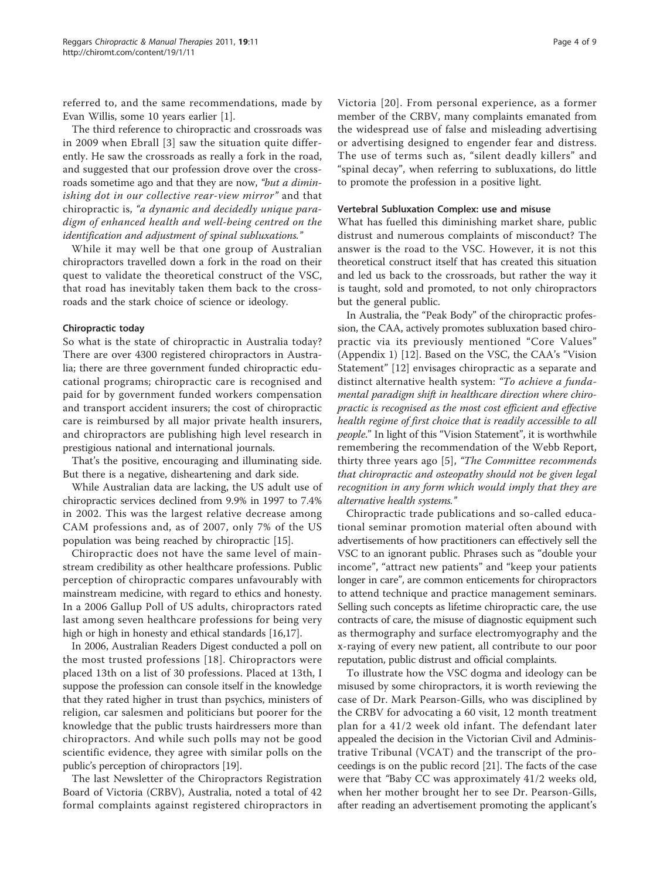referred to, and the same recommendations, made by Evan Willis, some 10 years earlier [1].

The third reference to chiropractic and crossroads was in 2009 when Ebrall [3] saw the situation quite differently. He saw the crossroads as really a fork in the road, and suggested that our profession drove over the crossroads sometime ago and that they are now, *"but a diminishing dot in our collective rear-view mirror"* and that chiropractic is, *"a dynamic and decidedly unique paradigm of enhanced health and well-being centred on the identification and adjustment of spinal subluxations."*

While it may well be that one group of Australian chiropractors travelled down a fork in the road on their quest to validate the theoretical construct of the VSC, that road has inevitably taken them back to the crossroads and the stark choice of science or ideology.

### Chiropractic today

So what is the state of chiropractic in Australia today? There are over 4300 registered chiropractors in Australia; there are three government funded chiropractic educational programs; chiropractic care is recognised and paid for by government funded workers compensation and transport accident insurers; the cost of chiropractic care is reimbursed by all major private health insurers, and chiropractors are publishing high level research in prestigious national and international journals.

That's the positive, encouraging and illuminating side. But there is a negative, disheartening and dark side.

While Australian data are lacking, the US adult use of chiropractic services declined from 9.9% in 1997 to 7.4% in 2002. This was the largest relative decrease among CAM professions and, as of 2007, only 7% of the US population was being reached by chiropractic [15].

Chiropractic does not have the same level of mainstream credibility as other healthcare professions. Public perception of chiropractic compares unfavourably with mainstream medicine, with regard to ethics and honesty. In a 2006 Gallup Poll of US adults, chiropractors rated last among seven healthcare professions for being very high or high in honesty and ethical standards [16,17].

In 2006, Australian Readers Digest conducted a poll on the most trusted professions [18]. Chiropractors were placed 13th on a list of 30 professions. Placed at 13th, I suppose the profession can console itself in the knowledge that they rated higher in trust than psychics, ministers of religion, car salesmen and politicians but poorer for the knowledge that the public trusts hairdressers more than chiropractors. And while such polls may not be good scientific evidence, they agree with similar polls on the public's perception of chiropractors [19].

The last Newsletter of the Chiropractors Registration Board of Victoria (CRBV), Australia, noted a total of 42 formal complaints against registered chiropractors in Victoria [20]. From personal experience, as a former member of the CRBV, many complaints emanated from the widespread use of false and misleading advertising or advertising designed to engender fear and distress. The use of terms such as, "silent deadly killers" and "spinal decay", when referring to subluxations, do little to promote the profession in a positive light.

### Vertebral Subluxation Complex: use and misuse

What has fuelled this diminishing market share, public distrust and numerous complaints of misconduct? The answer is the road to the VSC. However, it is not this theoretical construct itself that has created this situation and led us back to the crossroads, but rather the way it is taught, sold and promoted, to not only chiropractors but the general public.

In Australia, the "Peak Body" of the chiropractic profession, the CAA, actively promotes subluxation based chiropractic via its previously mentioned "Core Values" (Appendix 1) [12]. Based on the VSC, the CAA's "Vision Statement" [12] envisages chiropractic as a separate and distinct alternative health system: *"To achieve a fundamental paradigm shift in healthcare direction where chiropractic is recognised as the most cost efficient and effective health regime of first choice that is readily accessible to all people."* In light of this "Vision Statement", it is worthwhile remembering the recommendation of the Webb Report, thirty three years ago [5], *"The Committee recommends that chiropractic and osteopathy should not be given legal recognition in any form which would imply that they are alternative health systems."*

Chiropractic trade publications and so-called educational seminar promotion material often abound with advertisements of how practitioners can effectively sell the VSC to an ignorant public. Phrases such as "double your income", "attract new patients" and "keep your patients longer in care", are common enticements for chiropractors to attend technique and practice management seminars. Selling such concepts as lifetime chiropractic care, the use contracts of care, the misuse of diagnostic equipment such as thermography and surface electromyography and the x-raying of every new patient, all contribute to our poor reputation, public distrust and official complaints.

To illustrate how the VSC dogma and ideology can be misused by some chiropractors, it is worth reviewing the case of Dr. Mark Pearson-Gills, who was disciplined by the CRBV for advocating a 60 visit, 12 month treatment plan for a 41/2 week old infant. The defendant later appealed the decision in the Victorian Civil and Administrative Tribunal (VCAT) and the transcript of the proceedings is on the public record [21]. The facts of the case were that "Baby CC was approximately 41/2 weeks old, when her mother brought her to see Dr. Pearson-Gills, after reading an advertisement promoting the applicant's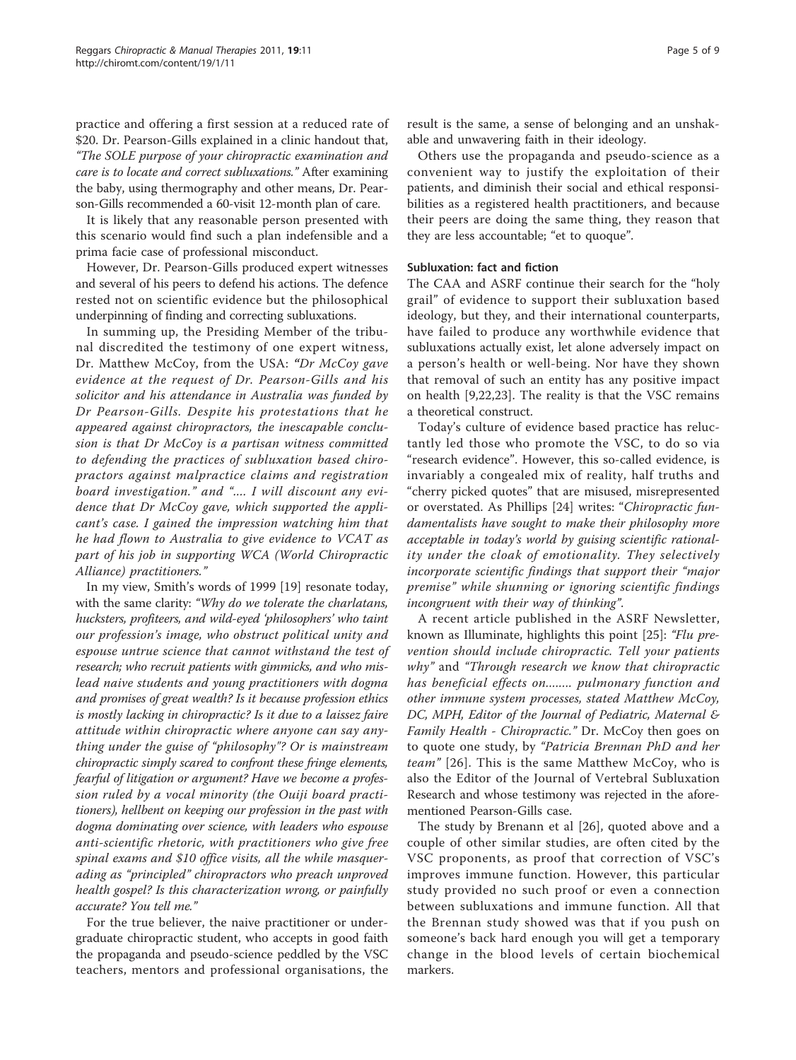practice and offering a first session at a reduced rate of $20. Dr. Pearson-Gills explained in a clinic handout that, *"The SOLE purpose of your chiropractic examination and care is to locate and correct subluxations."* After examining the baby, using thermography and other means, Dr. Pearson-Gills recommended a 60-visit 12-month plan of care.

It is likely that any reasonable person presented with this scenario would find such a plan indefensible and a prima facie case of professional misconduct.

However, Dr. Pearson-Gills produced expert witnesses and several of his peers to defend his actions. The defence rested not on scientific evidence but the philosophical underpinning of finding and correcting subluxations.

In summing up, the Presiding Member of the tribunal discredited the testimony of one expert witness, Dr. Matthew McCoy, from the USA: *"Dr McCoy gave evidence at the request of Dr. Pearson-Gills and his solicitor and his attendance in Australia was funded by Dr Pearson-Gills. Despite his protestations that he appeared against chiropractors, the inescapable conclusion is that Dr McCoy is a partisan witness committed to defending the practices of subluxation based chiropractors against malpractice claims and registration board investigation."* and *".... I will discount any evidence that Dr McCoy gave, which supported the applicant's case. I gained the impression watching him that he had flown to Australia to give evidence to VCAT as part of his job in supporting WCA (World Chiropractic Alliance) practitioners."*

In my view, Smith's words of 1999 [19] resonate today, with the same clarity: *"Why do we tolerate the charlatans, hucksters, profiteers, and wild-eyed 'philosophers' who taint our profession's image, who obstruct political unity and espouse untrue science that cannot withstand the test of research; who recruit patients with gimmicks, and who mislead naive students and young practitioners with dogma and promises of great wealth? Is it because profession ethics is mostly lacking in chiropractic? Is it due to a laissez faire attitude within chiropractic where anyone can say anything under the guise of "philosophy"? Or is mainstream chiropractic simply scared to confront these fringe elements, fearful of litigation or argument? Have we become a profession ruled by a vocal minority (the Ouiji board practitioners), hellbent on keeping our profession in the past with dogma dominating over science, with leaders who espouse anti-scientific rhetoric, with practitioners who give free spinal exams and $10 office visits, all the while masquerading as "principled" chiropractors who preach unproved health gospel? Is this characterization wrong, or painfully accurate? You tell me."*

For the true believer, the naive practitioner or undergraduate chiropractic student, who accepts in good faith the propaganda and pseudo-science peddled by the VSC teachers, mentors and professional organisations, the result is the same, a sense of belonging and an unshakable and unwavering faith in their ideology.

Others use the propaganda and pseudo-science as a convenient way to justify the exploitation of their patients, and diminish their social and ethical responsibilities as a registered health practitioners, and because their peers are doing the same thing, they reason that they are less accountable; "et to quoque".

#### Subluxation: fact and fiction

The CAA and ASRF continue their search for the "holy grail" of evidence to support their subluxation based ideology, but they, and their international counterparts, have failed to produce any worthwhile evidence that subluxations actually exist, let alone adversely impact on a person's health or well-being. Nor have they shown that removal of such an entity has any positive impact on health [9,22,23]. The reality is that the VSC remains a theoretical construct.

Today's culture of evidence based practice has reluctantly led those who promote the VSC, to do so via "research evidence". However, this so-called evidence, is invariably a congealed mix of reality, half truths and "cherry picked quotes" that are misused, misrepresented or overstated. As Phillips [24] writes: *"Chiropractic fundamentalists have sought to make their philosophy more acceptable in today's world by guising scientific rationality under the cloak of emotionality. They selectively incorporate scientific findings that support their "major premise" while shunning or ignoring scientific findings incongruent with their way of thinking"*.

A recent article published in the ASRF Newsletter, known as Illuminate, highlights this point [25]: *"Flu prevention should include chiropractic. Tell your patients why"* and *"Through research we know that chiropractic has beneficial effects on........ pulmonary function and other immune system processes, stated Matthew McCoy, DC, MPH, Editor of the Journal of Pediatric, Maternal & Family Health - Chiropractic."* Dr. McCoy then goes on to quote one study, by *"Patricia Brennan PhD and her team"* [26]. This is the same Matthew McCoy, who is also the Editor of the Journal of Vertebral Subluxation Research and whose testimony was rejected in the aforementioned Pearson-Gills case.

The study by Brenann et al [26], quoted above and a couple of other similar studies, are often cited by the VSC proponents, as proof that correction of VSC's improves immune function. However, this particular study provided no such proof or even a connection between subluxations and immune function. All that the Brennan study showed was that if you push on someone's back hard enough you will get a temporary change in the blood levels of certain biochemical markers.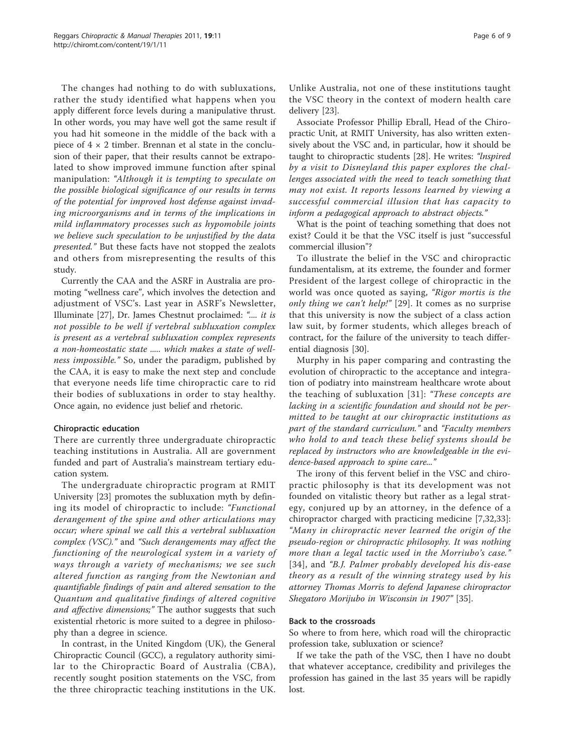The changes had nothing to do with subluxations, rather the study identified what happens when you apply different force levels during a manipulative thrust. In other words, you may have well got the same result if you had hit someone in the middle of the back with a piece of 4 × 2 timber. Brennan et al state in the conclusion of their paper, that their results cannot be extrapolated to show improved immune function after spinal manipulation: *"Although it is tempting to speculate on the possible biological significance of our results in terms of the potential for improved host defense against invading microorganisms and in terms of the implications in mild inflammatory processes such as hypomobile joints we believe such speculation to be unjustified by the data presented."* But these facts have not stopped the zealots and others from misrepresenting the results of this study.

Currently the CAA and the ASRF in Australia are promoting "wellness care", which involves the detection and adjustment of VSC's. Last year in ASRF's Newsletter, Illuminate [27], Dr. James Chestnut proclaimed: *".... it is not possible to be well if vertebral subluxation complex is present as a vertebral subluxation complex represents a non-homeostatic state ..... which makes a state of wellness impossible."* So, under the paradigm, published by the CAA, it is easy to make the next step and conclude that everyone needs life time chiropractic care to rid their bodies of subluxations in order to stay healthy. Once again, no evidence just belief and rhetoric.

#### Chiropractic education

There are currently three undergraduate chiropractic teaching institutions in Australia. All are government funded and part of Australia's mainstream tertiary education system.

The undergraduate chiropractic program at RMIT University [23] promotes the subluxation myth by defining its model of chiropractic to include: *"Functional derangement of the spine and other articulations may occur; where spinal we call this a vertebral subluxation complex (VSC)."* and *"Such derangements may affect the functioning of the neurological system in a variety of ways through a variety of mechanisms; we see such altered function as ranging from the Newtonian and quantifiable findings of pain and altered sensation to the Quantum and qualitative findings of altered cognitive and affective dimensions;"* The author suggests that such existential rhetoric is more suited to a degree in philosophy than a degree in science.

In contrast, in the United Kingdom (UK), the General Chiropractic Council (GCC), a regulatory authority similar to the Chiropractic Board of Australia (CBA), recently sought position statements on the VSC, from the three chiropractic teaching institutions in the UK. Unlike Australia, not one of these institutions taught the VSC theory in the context of modern health care delivery [23].

Associate Professor Phillip Ebrall, Head of the Chiropractic Unit, at RMIT University, has also written extensively about the VSC and, in particular, how it should be taught to chiropractic students [28]. He writes: *"Inspired by a visit to Disneyland this paper explores the challenges associated with the need to teach something that may not exist. It reports lessons learned by viewing a successful commercial illusion that has capacity to inform a pedagogical approach to abstract objects."*

What is the point of teaching something that does not exist? Could it be that the VSC itself is just "successful commercial illusion"?

To illustrate the belief in the VSC and chiropractic fundamentalism, at its extreme, the founder and former President of the largest college of chiropractic in the world was once quoted as saying, *"Rigor mortis is the only thing we can't help!"* [29]. It comes as no surprise that this university is now the subject of a class action law suit, by former students, which alleges breach of contract, for the failure of the university to teach differential diagnosis [30].

Murphy in his paper comparing and contrasting the evolution of chiropractic to the acceptance and integration of podiatry into mainstream healthcare wrote about the teaching of subluxation [31]: *"These concepts are lacking in a scientific foundation and should not be permitted to be taught at our chiropractic institutions as part of the standard curriculum."* and *"Faculty members who hold to and teach these belief systems should be replaced by instructors who are knowledgeable in the evidence-based approach to spine care..."*

The irony of this fervent belief in the VSC and chiropractic philosophy is that its development was not founded on vitalistic theory but rather as a legal strategy, conjured up by an attorney, in the defence of a chiropractor charged with practicing medicine [7,32,33]: *"Many in chiropractic never learned the origin of the pseudo-region or chiropractic philosophy. It was nothing more than a legal tactic used in the Morriubo's case."* [34], and *"B.J. Palmer probably developed his dis-ease theory as a result of the winning strategy used by his attorney Thomas Morris to defend Japanese chiropractor Shegatoro Morijubo in Wisconsin in 1907"* [35].

#### Back to the crossroads

So where to from here, which road will the chiropractic profession take, subluxation or science?

If we take the path of the VSC, then I have no doubt that whatever acceptance, credibility and privileges the profession has gained in the last 35 years will be rapidly lost.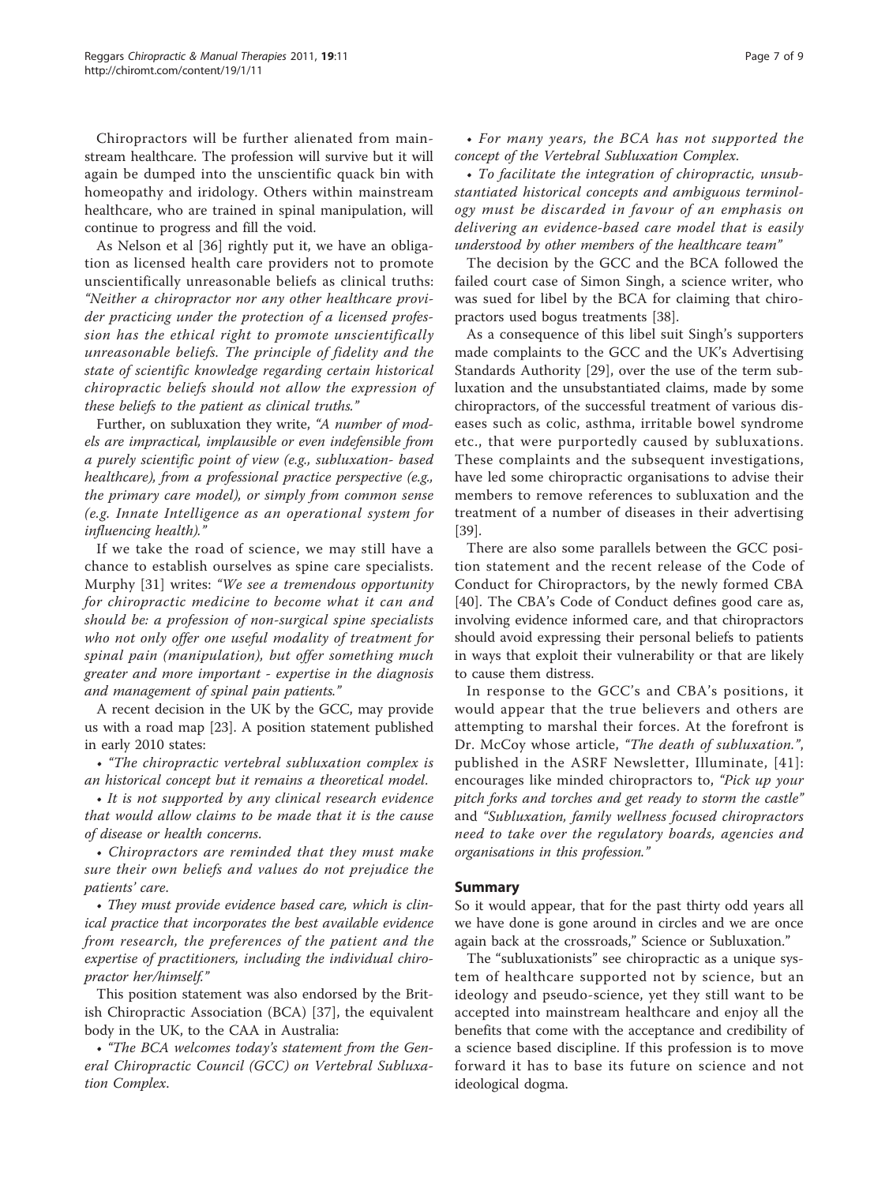Chiropractors will be further alienated from mainstream healthcare. The profession will survive but it will again be dumped into the unscientific quack bin with homeopathy and iridology. Others within mainstream healthcare, who are trained in spinal manipulation, will continue to progress and fill the void.

As Nelson et al [36] rightly put it, we have an obligation as licensed health care providers not to promote unscientifically unreasonable beliefs as clinical truths: *"Neither a chiropractor nor any other healthcare provider practicing under the protection of a licensed profession has the ethical right to promote unscientifically unreasonable beliefs. The principle of fidelity and the state of scientific knowledge regarding certain historical chiropractic beliefs should not allow the expression of these beliefs to the patient as clinical truths."*

Further, on subluxation they write, *"A number of models are impractical, implausible or even indefensible from a purely scientific point of view (e.g., subluxation- based healthcare), from a professional practice perspective (e.g., the primary care model), or simply from common sense (e.g. Innate Intelligence as an operational system for influencing health)."*

If we take the road of science, we may still have a chance to establish ourselves as spine care specialists. Murphy [31] writes: *"We see a tremendous opportunity for chiropractic medicine to become what it can and should be: a profession of non-surgical spine specialists who not only offer one useful modality of treatment for spinal pain (manipulation), but offer something much greater and more important - expertise in the diagnosis and management of spinal pain patients."*

A recent decision in the UK by the GCC, may provide us with a road map [23]. A position statement published in early 2010 states:

- *"The chiropractic vertebral subluxation complex is an historical concept but it remains a theoretical model.*
- *It is not supported by any clinical research evidence that would allow claims to be made that it is the cause of disease or health concerns.*
- *Chiropractors are reminded that they must make sure their own beliefs and values do not prejudice the patients' care.*
- *They must provide evidence based care, which is clinical practice that incorporates the best available evidence from research, the preferences of the patient and the expertise of practitioners, including the individual chiropractor her/himself."*

This position statement was also endorsed by the British Chiropractic Association (BCA) [37], the equivalent body in the UK, to the CAA in Australia:

- *"The BCA welcomes today's statement from the General Chiropractic Council (GCC) on Vertebral Subluxation Complex.*
- *For many years, the BCA has not supported the concept of the Vertebral Subluxation Complex.*
- *To facilitate the integration of chiropractic, unsubstantiated historical concepts and ambiguous terminology must be discarded in favour of an emphasis on delivering an evidence-based care model that is easily understood by other members of the healthcare team"*

The decision by the GCC and the BCA followed the failed court case of Simon Singh, a science writer, who was sued for libel by the BCA for claiming that chiropractors used bogus treatments [38].

As a consequence of this libel suit Singh's supporters made complaints to the GCC and the UK's Advertising Standards Authority [29], over the use of the term subluxation and the unsubstantiated claims, made by some chiropractors, of the successful treatment of various diseases such as colic, asthma, irritable bowel syndrome etc., that were purportedly caused by subluxations. These complaints and the subsequent investigations, have led some chiropractic organisations to advise their members to remove references to subluxation and the treatment of a number of diseases in their advertising [39].

There are also some parallels between the GCC position statement and the recent release of the Code of Conduct for Chiropractors, by the newly formed CBA [40]. The CBA's Code of Conduct defines good care as, involving evidence informed care, and that chiropractors should avoid expressing their personal beliefs to patients in ways that exploit their vulnerability or that are likely to cause them distress.

In response to the GCC's and CBA's positions, it would appear that the true believers and others are attempting to marshal their forces. At the forefront is Dr. McCoy whose article, *"The death of subluxation."*, published in the ASRF Newsletter, Illuminate, [41]: encourages like minded chiropractors to, *"Pick up your pitch forks and torches and get ready to storm the castle"* and *"Subluxation, family wellness focused chiropractors need to take over the regulatory boards, agencies and organisations in this profession."*

## Summary

So it would appear, that for the past thirty odd years all we have done is gone around in circles and we are once again back at the crossroads," Science or Subluxation."

The "subluxationists" see chiropractic as a unique system of healthcare supported not by science, but an ideology and pseudo-science, yet they still want to be accepted into mainstream healthcare and enjoy all the benefits that come with the acceptance and credibility of a science based discipline. If this profession is to move forward it has to base its future on science and not ideological dogma.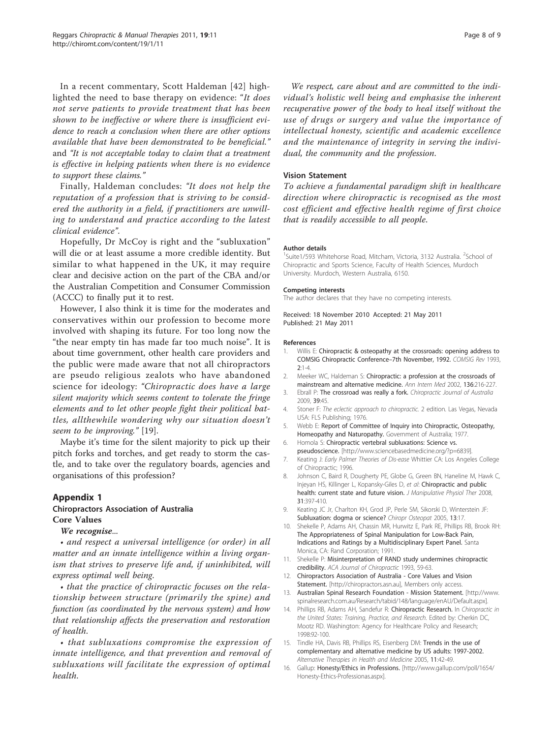In a recent commentary, Scott Haldeman [42] highlighted the need to base therapy on evidence: "*It does not serve patients to provide treatment that has been shown to be ineffective or where there is insufficient evidence to reach a conclusion when there are other options available that have been demonstrated to be beneficial.*" and "*It is not acceptable today to claim that a treatment is effective in helping patients when there is no evidence to support these claims.*"

Finally, Haldeman concludes: "*It does not help the reputation of a profession that is striving to be considered the authority in a field, if practitioners are unwilling to understand and practice according to the latest clinical evidence*".

Hopefully, Dr McCoy is right and the "subluxation" will die or at least assume a more credible identity. But similar to what happened in the UK, it may require clear and decisive action on the part of the CBA and/or the Australian Competition and Consumer Commission (ACCC) to finally put it to rest.

However, I also think it is time for the moderates and conservatives within our profession to become more involved with shaping its future. For too long now the "the near empty tin has made far too much noise". It is about time government, other health care providers and the public were made aware that not all chiropractors are pseudo religious zealots who have abandoned science for ideology: "*Chiropractic does have a large silent majority which seems content to tolerate the fringe elements and to let other people fight their political battles, allthewhile wondering why our situation doesn't seem to be improving.*" [19].

Maybe it's time for the silent majority to pick up their pitch forks and torches, and get ready to storm the castle, and to take over the regulatory boards, agencies and organisations of this profession?

## Appendix 1

### Chiropractors Association of Australia

### Core Values

***We recognise...***

*• and respect a universal intelligence (or order) in all matter and an innate intelligence within a living organism that strives to preserve life and, if uninhibited, will express optimal well being.*

*• that the practice of chiropractic focuses on the relationship between structure (primarily the spine) and function (as coordinated by the nervous system) and how that relationship affects the preservation and restoration of health.*

*• that subluxations compromise the expression of innate intelligence, and that prevention and removal of subluxations will facilitate the expression of optimal health.*

*We respect, care about and are committed to the individual's holistic well being and emphasise the inherent recuperative power of the body to heal itself without the use of drugs or surgery and value the importance of intellectual honesty, scientific and academic excellence and the maintenance of integrity in serving the individual, the community and the profession.*

### Vision Statement

*To achieve a fundamental paradigm shift in healthcare direction where chiropractic is recognised as the most cost efficient and effective health regime of first choice that is readily accessible to all people.*

#### Author details

[1]Suite1/593 Whitehorse Road, Mitcham, Victoria, 3132 Australia. [2]School of Chiropractic and Sports Science, Faculty of Health Sciences, Murdoch University. Murdoch, Western Australia, 6150.

#### Competing interests

The author declares that they have no competing interests.

Received: 18 November 2010 Accepted: 21 May 2011
Published: 21 May 2011

#### References

1. Willis E: **Chiropractic & osteopathy at the crossroads: opening address to COMSIG Chiropractic Conference–7th November, 1992.** *COMSIG Rev* 1993, **2**:1-4.
2. Meeker WC, Haldeman S: **Chiropractic: a profession at the crossroads of mainstream and alternative medicine.** *Ann Intern Med* 2002, **136**:216-227.
3. Ebrall P: **The crossroad was really a fork.** *Chiropractic Journal of Australia* 2009, **39**:45.
4. Stoner F: *The eclectic approach to chiropractic.* 2 edition. Las Vegas, Nevada USA: FLS Publishing; 1976.
5. Webb E: **Report of Committee of Inquiry into Chiropractic, Osteopathy, Homeopathy and Naturopathy.** Government of Australia; 1977.
6. Homola S: **Chiropractic vertebral subluxations: Science vs. pseudoscience.** [http://www.sciencebasedmedicine.org/?p=6839].
7. Keating J: *Early Palmer Theories of Dis-ease* Whittier CA: Los Angeles College of Chiropractic; 1996.
8. Johnson C, Baird R, Dougherty PE, Globe G, Green BN, Haneline M, Hawk C, Injeyan HS, Killinger L, Kopansky-Giles D, *et al*: **Chiropractic and public health: current state and future vision.** *J Manipulative Physiol Ther* 2008, **31**:397-410.
9. Keating JC Jr, Charlton KH, Grod JP, Perle SM, Sikorski D, Winterstein JF: **Subluxation: dogma or science?** *Chiropr Osteopat* 2005, **13**:17.
10. Shekelle P, Adams AH, Chassin MR, Hurwitz E, Park RE, Phillips RB, Brook RH: **The Appropriateness of Spinal Manipulation for Low-Back Pain, Indications and Ratings by a Multidisciplinary Expert Panel.** Santa Monica, CA: Rand Corporation; 1991.
11. Shekelle P: **Misinterpretation of RAND study undermines chiropractic credibility.** *ACA Journal of Chiropractic* 1993, 59-63.
12. **Chiropractors Association of Australia - Core Values and Vision Statement.** [http://chiropractors.asn.au], Members only access.
13. **Australian Spinal Research Foundation - Mission Statement.** [http://www.spinalresearch.com.au/Research/tabid/148/language/enAU/Default.aspx].
14. Phillips RB, Adams AH, Sandefur R: **Chiropractic Research.** In *Chiropractic in the United States: Training, Practice, and Research.* Edited by: Cherkin DC, Mootz RD. Washington: Agency for Healthcare Policy and Research; 1998:92-100.
15. Tindle HA, Davis RB, Phillips RS, Eisenberg DM: **Trends in the use of complementary and alternative medicine by US adults: 1997-2002.** *Alternative Therapies in Health and Medicine* 2005, **11**:42-49.
16. Gallup: **Honesty/Ethics in Professions.** [http://www.gallup.com/poll/1654/Honesty-Ethics-Professionas.aspx].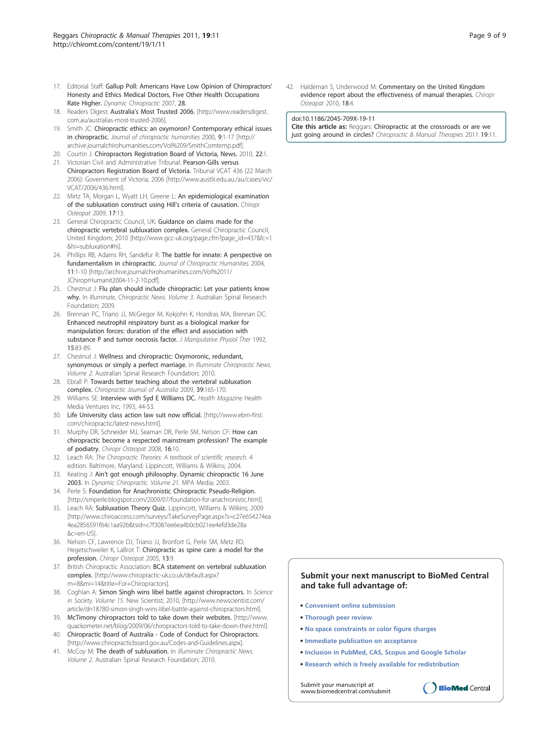17. Editorial Staff: **Gallup Poll: Americans Have Low Opinion of Chiropractors' Honesty and Ethics Medical Doctors, Five Other Health Occupations Rate Higher.** *Dynamic Chiropractic* 2007, **28**.
18. Readers Digest: **Australia's Most Trusted 2006.** [http://www.readersdigest.com.au/australias-most-trusted-2006].
19. Smith JC: **Chiropractic ethics: an oxymoron? Contemporary ethical issues in chiropractic.** *Journal of chiropractic humanities* 2000, **9**:1-17 [http://archive.journalchirohumanities.com/Vol%209/SmithComtemp.pdf].
20. Courtin J: **Chiropractors Registration Board of Victoria, News.** 2010, **22**:1.
21. Victorian Civil and Administrative Tribunal: **Pearson-Gills versus Chiropractors Registration Board of Victoria.** Tribunal VCAT 436 (22 March 2006): Government of Victoria; 2006 [http://www.austlii.edu.au./au/cases/vic/VCAT/2006/436.html].
22. Mirtz TA, Morgan L, Wyatt LH, Greene L: **An epidemiological examination of the subluxation construct using Hill's criteria of causation.** *Chiropr Osteopat* 2009, **17**:13.
23. General Chiropractic Council, UK: **Guidance on claims made for the chiropractic vertebral subluxation complex.** General Chiropractic Council, United Kingdom; 2010 [http://www.gcc-uk.org/page.cfm?page_id=437&fc=1&hi=subluxation#hi].
24. Phillips RB, Adams RH, Sandefur R: **The battle for innate: A perspective on fundamentalism in chiropractic.** *Journal of Chiropractic Humanities* 2004, **11**:1-10 [http://archive.journalchirohumanities.com/Vol%2011/JChiroprHumanit2004-11-2-10.pdf].
25. Chestnut J: **Flu plan should include chiropractic: Let your patients know why.** In *Illuminate, Chiropractic News. Volume 3.* Australian Spinal Research Foundation; 2009.
26. Brennan PC, Triano JJ, McGregor M, Kokjohn K, Hondras MA, Brennan DC: **Enhanced neutrophil respiratory burst as a biological marker for manipulation forces: duration of the effect and association with substance P and tumor necrosis factor.** *J Manipulative Physiol Ther* 1992, **15**:83-89.
27. Chestnut J: **Wellness and chiropractic: Oxymoronic, redundant, synonymous or simply a perfect marriage.** In *Illuminate Chiropractic News. Volume 2.* Australian Spinal Research Foundation; 2010.
28. Ebrall P: **Towards better teaching about the vertebral subluxation complex.** *Chiropractic Journal of Australia* 2009, **39**:165-170.
29. Williams SE: **Interview with Syd E Williams DC.** *Health Magazine* Health Media Ventures Inc; 1993, 44-53.
30. **Life University class action law suit now official.** [http://www.ebm-first.com/chiropractic/latest-news.html].
31. Murphy DR, Schneider MJ, Seaman DR, Perle SM, Nelson CF: **How can chiropractic become a respected mainstream profession? The example of podiatry.** *Chiropr Osteopat* 2008, **16**:10.
32. Leach RA: *The Chiropractic Theories: A textbook of scientific research.* 4 edition. Baltimore, Maryland: Lippincott, Williams & Wilkins; 2004.
33. Keating J: **Ain't got enough philosophy. Dynamic chiropractic 16 June 2003.** In *Dynamic Chiropractic. Volume 21.* MPA Media; 2003.
34. Perle S: **Foundation for Anachronistic Chiropractic Pseudo-Religion.** [http://smperle.blogspot.com/2009/07/foundation-for-anachronistic.html].
35. Leach RA: **Subluxation Theory Quiz.** Lippincott, Williams & Wilkins; 2009 [http://www.chiroaccess.com/surveys/TakeSurveyPage.aspx?s=c27e654274ea4ea2856591f64c1aa92b&tsid=c7f3087ee6ea4b0cb021ee4efd3de28a&c=en-US].
36. Nelson CF, Lawrence DJ, Triano JJ, Bronfort G, Perle SM, Metz RD, Hegetschweiler K, LaBrot T: **Chiropractic as spine care: a model for the profession.** *Chiropr Osteopat* 2005, **13**:9.
37. British Chiropractic Association: **BCA statement on vertebral subluxation complex.** [http://www.chiropractic-uk.co.uk/default.aspx?m=8&mi=14&title=For+Chiropractors].
38. Coghlan A: **Simon Singh wins libel battle against chiropractors.** In *Science in Society. Volume 15.* New Scientist; 2010, [http://www.newscientist.com/article/dn18780-simon-singh-wins-libel-battle-against-chiropractors.html].
39. McTimony chiropractors told to take down their websites. [http://www.quackometer.net/blog/2009/06/chiropractors-told-to-take-down-their.html].
40. **Chiropractic Board of Australia - Code of Conduct for Chiropractors.** [http://www.chiropracticboard.gov.au/Codes-and-Guidelines.aspx].
41. McCoy M: **The death of subluxation.** In *Illuminate Chiropractic News. Volume 2.* Australian Spinal Research Foundation; 2010.
42. Haldeman S, Underwood M: **Commentary on the United Kingdom evidence report about the effectiveness of manual therapies.** *Chiropr Osteopat* 2010, **18**:4.

doi:10.1186/2045-709X-19-11

**Cite this article as:** Reggars: Chiropractic at the crossroads or are we just going around in circles? *Chiropractic & Manual Therapies* 2011 **19**:11.

**Submit your next manuscript to BioMed Central and take full advantage of:**

- **Convenient online submission**
- **Thorough peer review**
- **No space constraints or color figure charges**
- **Immediate publication on acceptance**
- **Inclusion in PubMed, CAS, Scopus and Google Scholar**
- **Research which is freely available for redistribution**

Submit your manuscript at www.biomedcentral.com/submit

BioMed Central